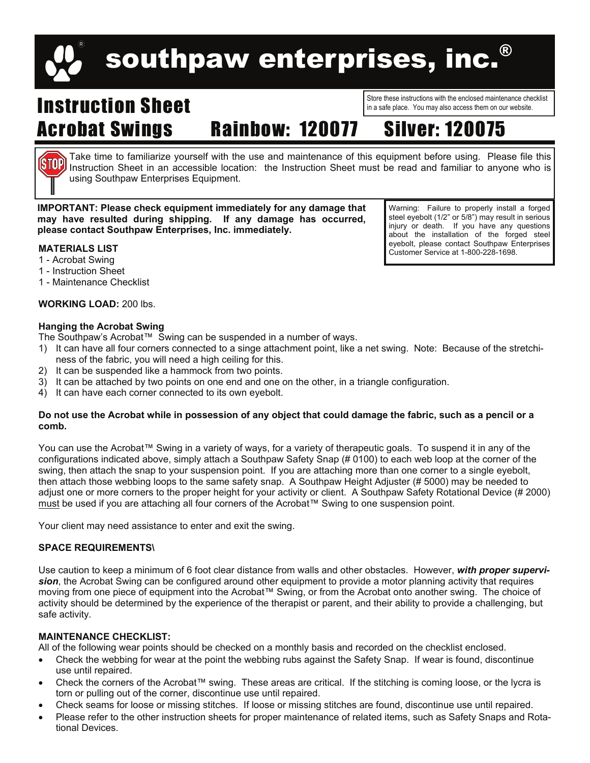# southpaw enterprises, inc.®

# Instruction Sheet

Store these instructions with the enclosed maintenance checklist in a safe place. You may also access them on our website.

# Acrobat Swings Rainbow: 120077 Silver: 120075

Take time to familiarize yourself with the use and maintenance of this equipment before using. Please file this Instruction Sheet in an accessible location: the Instruction Sheet must be read and familiar to anyone who is using Southpaw Enterprises Equipment.

**IMPORTANT: Please check equipment immediately for any damage that may have resulted during shipping. If any damage has occurred, please contact Southpaw Enterprises, Inc. immediately.**

Warning: Failure to properly install a forged steel eyebolt (1/2" or 5/8") may result in serious injury or death. If you have any questions about the installation of the forged steel eyebolt, please contact Southpaw Enterprises Customer Service at 1-800-228-1698.

**MATERIALS LIST**

1 - Acrobat Swing
1 - Instruction Sheet
1 - Maintenance Checklist

**WORKING LOAD:** 200 lbs.

**Hanging the Acrobat Swing**

The Southpaw's Acrobat™ Swing can be suspended in a number of ways.

1) It can have all four corners connected to a singe attachment point, like a net swing. Note: Because of the stretchiness of the fabric, you will need a high ceiling for this.
2) It can be suspended like a hammock from two points.
3) It can be attached by two points on one end and one on the other, in a triangle configuration.
4) It can have each corner connected to its own eyebolt.

**Do not use the Acrobat while in possession of any object that could damage the fabric, such as a pencil or a comb.**

You can use the Acrobat™ Swing in a variety of ways, for a variety of therapeutic goals. To suspend it in any of the configurations indicated above, simply attach a Southpaw Safety Snap (# 0100) to each web loop at the corner of the swing, then attach the snap to your suspension point. If you are attaching more than one corner to a single eyebolt, then attach those webbing loops to the same safety snap. A Southpaw Height Adjuster (# 5000) may be needed to adjust one or more corners to the proper height for your activity or client. A Southpaw Safety Rotational Device (# 2000) <u>must</u> be used if you are attaching all four corners of the Acrobat™ Swing to one suspension point.

Your client may need assistance to enter and exit the swing.

**SPACE REQUIREMENTS\**

Use caution to keep a minimum of 6 foot clear distance from walls and other obstacles. However, ***with proper supervision***, the Acrobat Swing can be configured around other equipment to provide a motor planning activity that requires moving from one piece of equipment into the Acrobat™ Swing, or from the Acrobat onto another swing. The choice of activity should be determined by the experience of the therapist or parent, and their ability to provide a challenging, but safe activity.

**MAINTENANCE CHECKLIST:**

All of the following wear points should be checked on a monthly basis and recorded on the checklist enclosed.

- Check the webbing for wear at the point the webbing rubs against the Safety Snap. If wear is found, discontinue use until repaired.
- Check the corners of the Acrobat™ swing. These areas are critical. If the stitching is coming loose, or the lycra is torn or pulling out of the corner, discontinue use until repaired.
- Check seams for loose or missing stitches. If loose or missing stitches are found, discontinue use until repaired.
- Please refer to the other instruction sheets for proper maintenance of related items, such as Safety Snaps and Rotational Devices.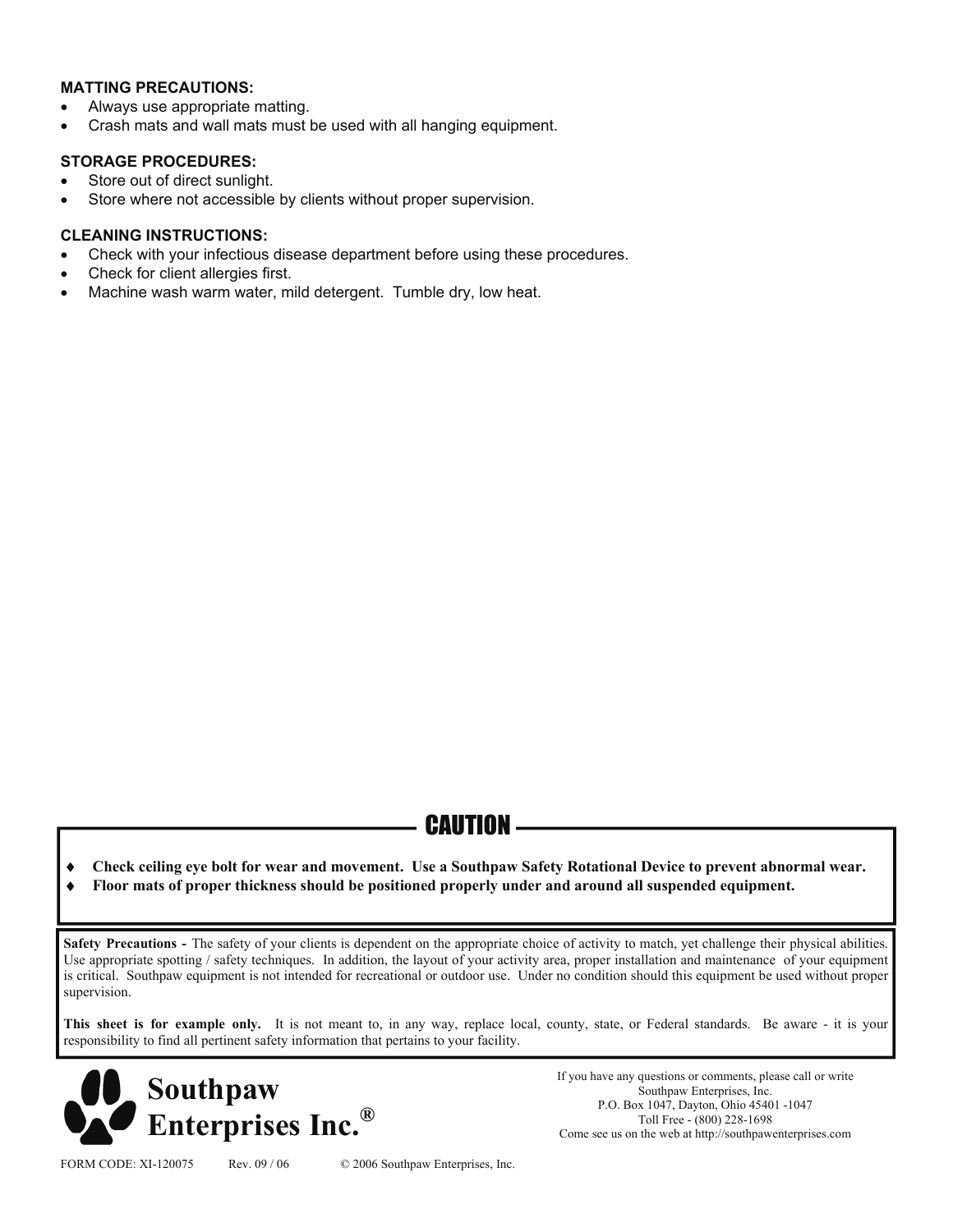**MATTING PRECAUTIONS:**

- Always use appropriate matting.
- Crash mats and wall mats must be used with all hanging equipment.

**STORAGE PROCEDURES:**

- Store out of direct sunlight.
- Store where not accessible by clients without proper supervision.

**CLEANING INSTRUCTIONS:**

- Check with your infectious disease department before using these procedures.
- Check for client allergies first.
- Machine wash warm water, mild detergent. Tumble dry, low heat.

## CAUTION

- ♦ **Check ceiling eye bolt for wear and movement. Use a Southpaw Safety Rotational Device to prevent abnormal wear.**
- ♦ **Floor mats of proper thickness should be positioned properly under and around all suspended equipment.**

**Safety Precautions -** The safety of your clients is dependent on the appropriate choice of activity to match, yet challenge their physical abilities. Use appropriate spotting / safety techniques. In addition, the layout of your activity area, proper installation and maintenance of your equipment is critical. Southpaw equipment is not intended for recreational or outdoor use. Under no condition should this equipment be used without proper supervision.

**This sheet is for example only.** It is not meant to, in any way, replace local, county, state, or Federal standards. Be aware - it is your responsibility to find all pertinent safety information that pertains to your facility.

Southpaw Enterprises Inc.®

If you have any questions or comments, please call or write
Southpaw Enterprises, Inc.
P.O. Box 1047, Dayton, Ohio 45401 -1047
Toll Free - (800) 228-1698
Come see us on the web at http://southpawenterprises.com

FORM CODE: XI-120075    Rev. 09 / 06    © 2006 Southpaw Enterprises, Inc.